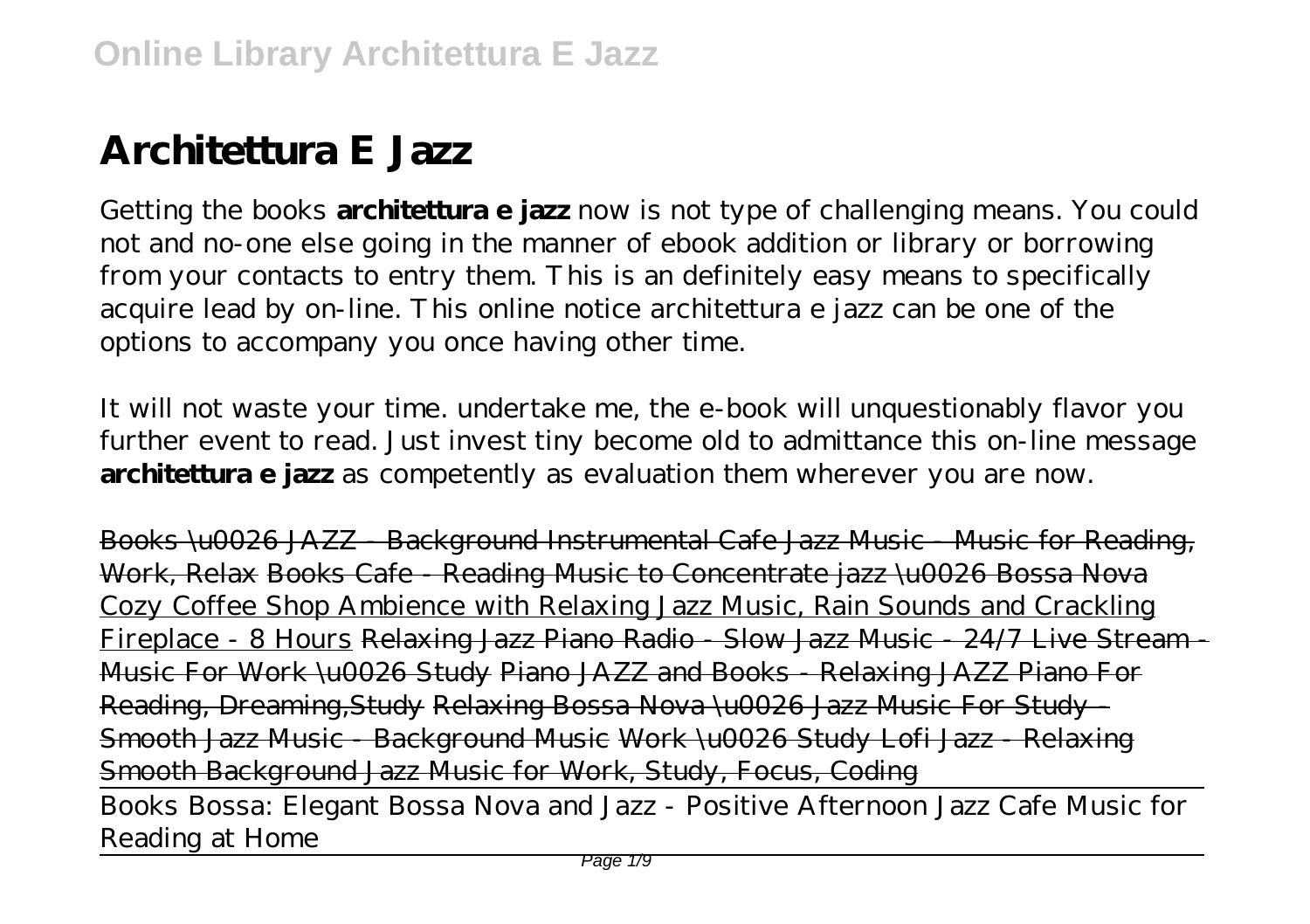# Architettura E Jazz

Getting the books **architettura e jazz** now is not type of challenging means. You could not and no-one else going in the manner of ebook addition or library or borrowing from your contacts to entry them. This is an definitely easy means to specifically acquire lead by on-line. This online notice architettura e jazz can be one of the options to accompany you once having other time.

It will not waste your time. undertake me, the e-book will unquestionably flavor you further event to read. Just invest tiny become old to admittance this on-line message **architettura e jazz** as competently as evaluation them wherever you are now.

~~Books \u0026 JAZZ - Background Instrumental Cafe Jazz Music - Music for Reading, Work, Relax~~ ~~Books Cafe - Reading Music to Concentrate jazz \u0026 Bossa Nova~~ Cozy Coffee Shop Ambience with Relaxing Jazz Music, Rain Sounds and Crackling Fireplace - 8 Hours ~~Relaxing Jazz Piano Radio - Slow Jazz Music - 24/7 Live Stream - Music For Work \u0026 Study~~ ~~Piano JAZZ and Books - Relaxing JAZZ Piano For Reading, Dreaming,Study~~ ~~Relaxing Bossa Nova \u0026 Jazz Music For Study - Smooth Jazz Music - Background Music~~ ~~Work \u0026 Study Lofi Jazz - Relaxing Smooth Background Jazz Music for Work, Study, Focus, Coding~~

*Books Bossa: Elegant Bossa Nova and Jazz - Positive Afternoon Jazz Cafe Music for Reading at Home*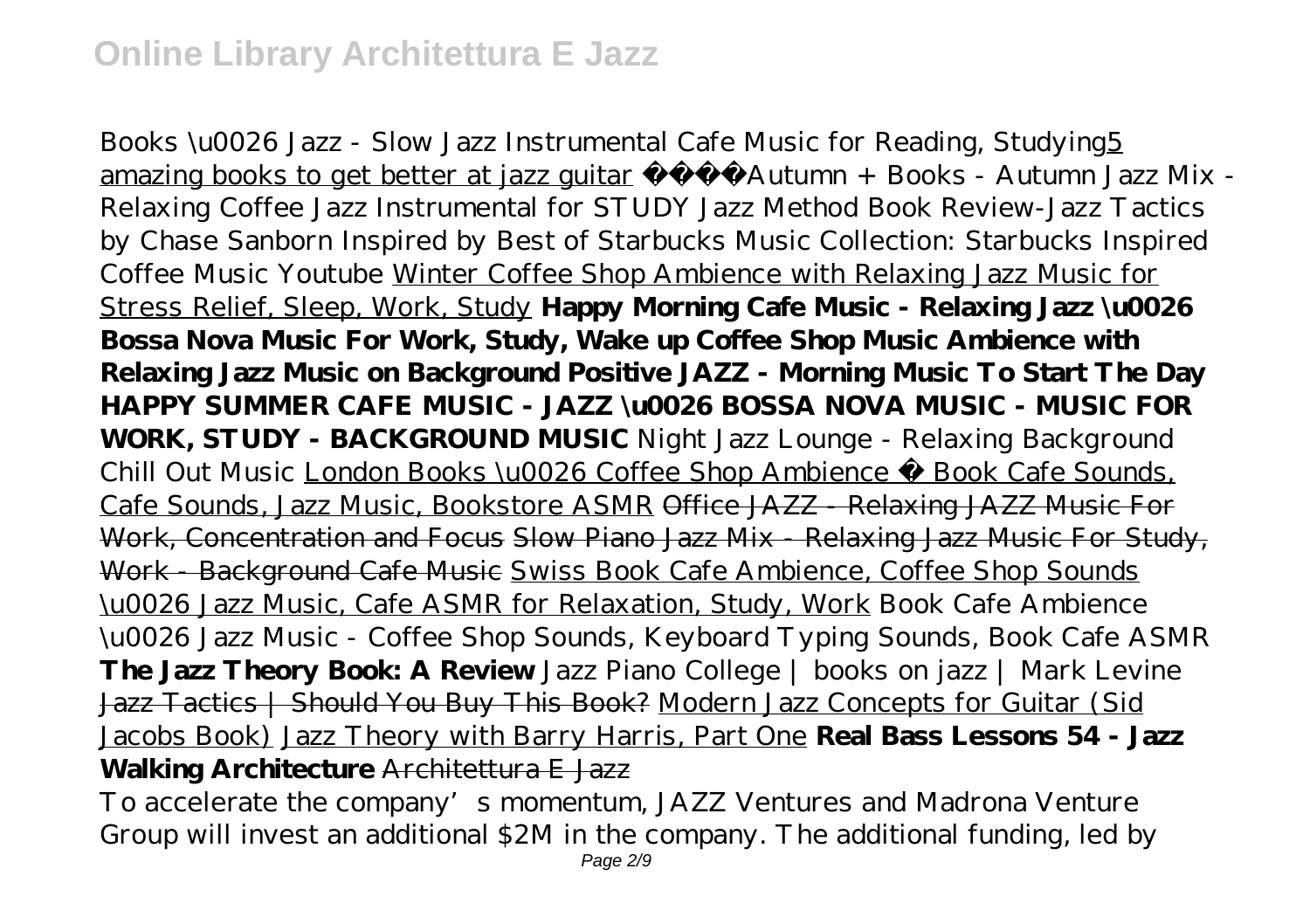*Books \u0026 Jazz - Slow Jazz Instrumental Cafe Music for Reading, Studying*5 amazing books to get better at jazz guitar *🍂Autumn + Books - Autumn Jazz Mix - Relaxing Coffee Jazz Instrumental for STUDY Jazz Method Book Review-Jazz Tactics by Chase Sanborn Inspired by Best of Starbucks Music Collection: Starbucks Inspired Coffee Music Youtube* Winter Coffee Shop Ambience with Relaxing Jazz Music for Stress Relief, Sleep, Work, Study **Happy Morning Cafe Music - Relaxing Jazz \u0026 Bossa Nova Music For Work, Study, Wake up Coffee Shop Music Ambience with Relaxing Jazz Music on Background Positive JAZZ - Morning Music To Start The Day HAPPY SUMMER CAFE MUSIC - JAZZ \u0026 BOSSA NOVA MUSIC - MUSIC FOR WORK, STUDY - BACKGROUND MUSIC** *Night Jazz Lounge - Relaxing Background Chill Out Music* London Books \u0026 Coffee Shop Ambience ☕ Book Cafe Sounds, Cafe Sounds, Jazz Music, Bookstore ASMR ~~Office JAZZ - Relaxing JAZZ Music For Work, Concentration and Focus~~ ~~Slow Piano Jazz Mix - Relaxing Jazz Music For Study, Work - Background Cafe Music~~ Swiss Book Cafe Ambience, Coffee Shop Sounds \u0026 Jazz Music, Cafe ASMR for Relaxation, Study, Work *Book Cafe Ambience \u0026 Jazz Music - Coffee Shop Sounds, Keyboard Typing Sounds, Book Cafe ASMR* **The Jazz Theory Book: A Review** *Jazz Piano College | books on jazz | Mark Levine* Jazz Tactics | Should You Buy This Book? Modern Jazz Concepts for Guitar (Sid Jacobs Book) Jazz Theory with Barry Harris, Part One **Real Bass Lessons 54 - Jazz Walking Architecture** ~~Architettura E Jazz~~

To accelerate the company's momentum, JAZZ Ventures and Madrona Venture Group will invest an additional $2M in the company. The additional funding, led by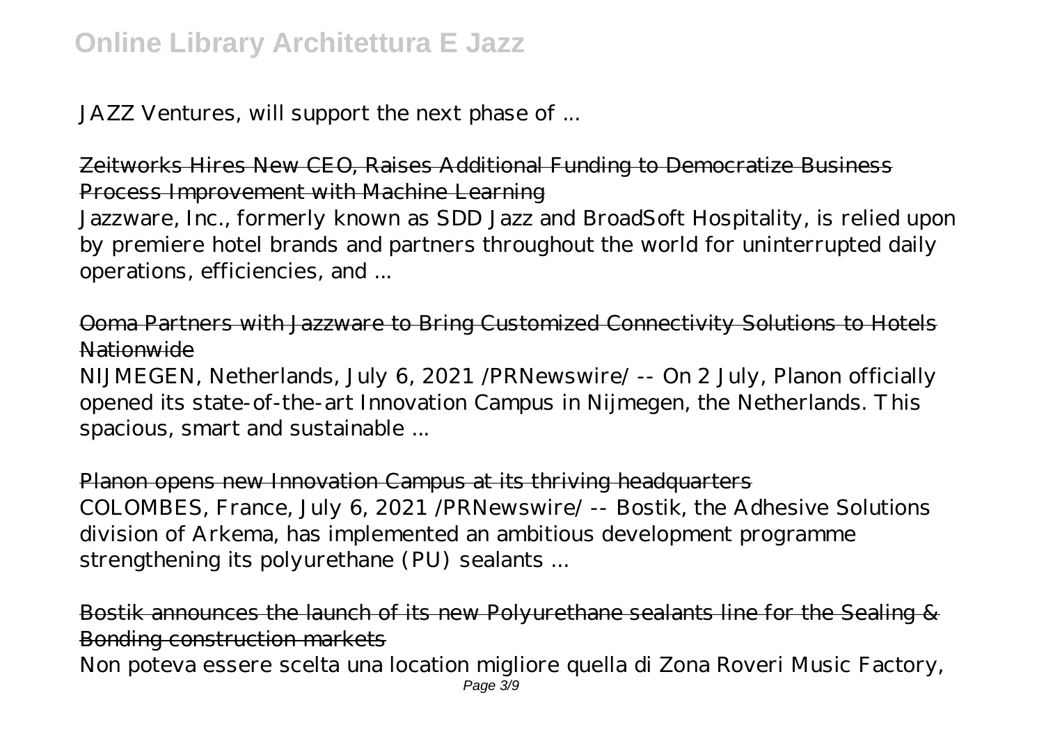JAZZ Ventures, will support the next phase of ...

Zeitworks Hires New CEO, Raises Additional Funding to Democratize Business Process Improvement with Machine Learning

Jazzware, Inc., formerly known as SDD Jazz and BroadSoft Hospitality, is relied upon by premiere hotel brands and partners throughout the world for uninterrupted daily operations, efficiencies, and ...

Ooma Partners with Jazzware to Bring Customized Connectivity Solutions to Hotels Nationwide

NIJMEGEN, Netherlands, July 6, 2021 /PRNewswire/ -- On 2 July, Planon officially opened its state-of-the-art Innovation Campus in Nijmegen, the Netherlands. This spacious, smart and sustainable ...

Planon opens new Innovation Campus at its thriving headquarters

COLOMBES, France, July 6, 2021 /PRNewswire/ -- Bostik, the Adhesive Solutions division of Arkema, has implemented an ambitious development programme strengthening its polyurethane (PU) sealants ...

Bostik announces the launch of its new Polyurethane sealants line for the Sealing & Bonding construction markets

Non poteva essere scelta una location migliore quella di Zona Roveri Music Factory,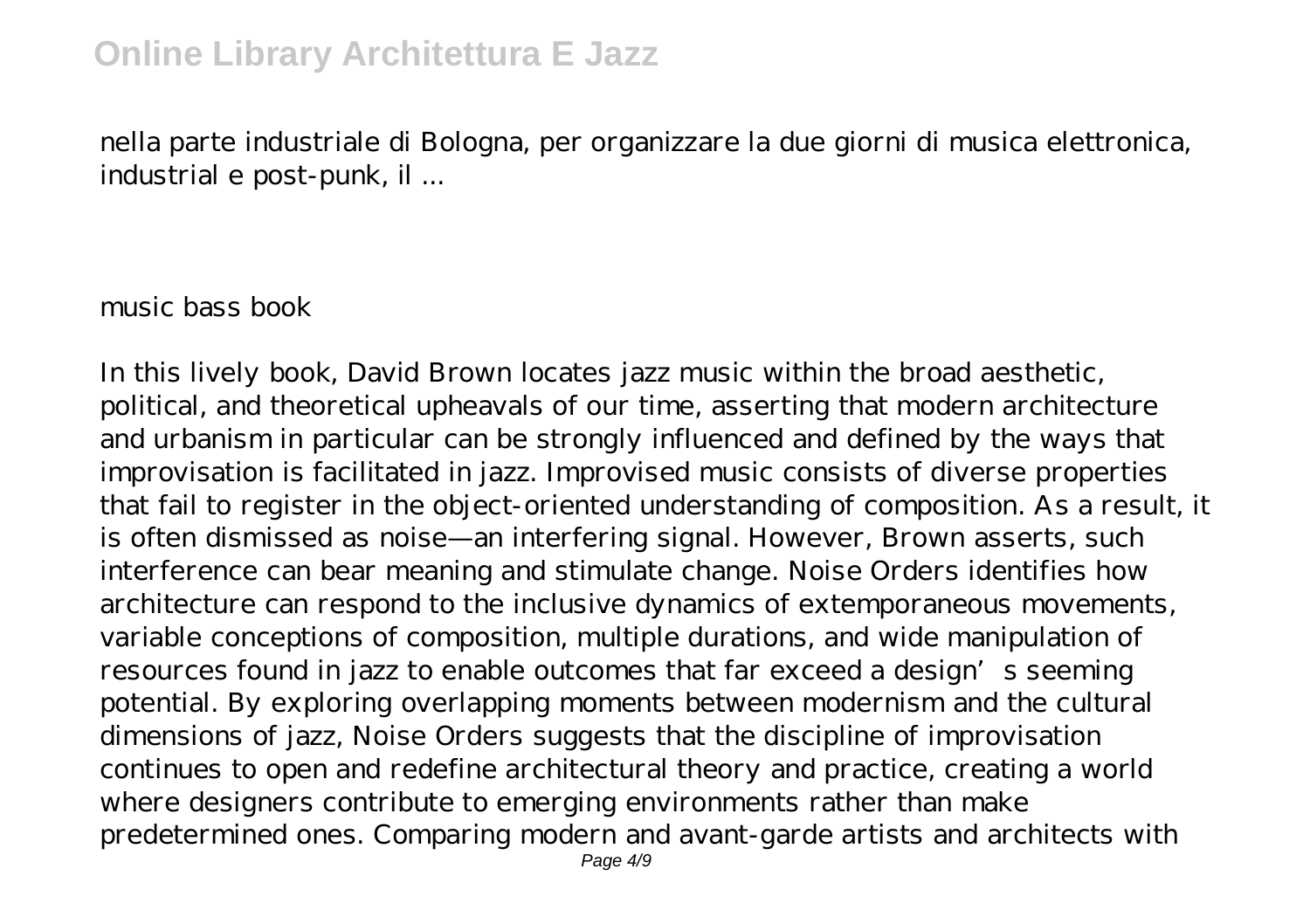nella parte industriale di Bologna, per organizzare la due giorni di musica elettronica, industrial e post-punk, il ...

music bass book

In this lively book, David Brown locates jazz music within the broad aesthetic, political, and theoretical upheavals of our time, asserting that modern architecture and urbanism in particular can be strongly influenced and defined by the ways that improvisation is facilitated in jazz. Improvised music consists of diverse properties that fail to register in the object-oriented understanding of composition. As a result, it is often dismissed as noise—an interfering signal. However, Brown asserts, such interference can bear meaning and stimulate change. Noise Orders identifies how architecture can respond to the inclusive dynamics of extemporaneous movements, variable conceptions of composition, multiple durations, and wide manipulation of resources found in jazz to enable outcomes that far exceed a design's seeming potential. By exploring overlapping moments between modernism and the cultural dimensions of jazz, Noise Orders suggests that the discipline of improvisation continues to open and redefine architectural theory and practice, creating a world where designers contribute to emerging environments rather than make predetermined ones. Comparing modern and avant-garde artists and architects with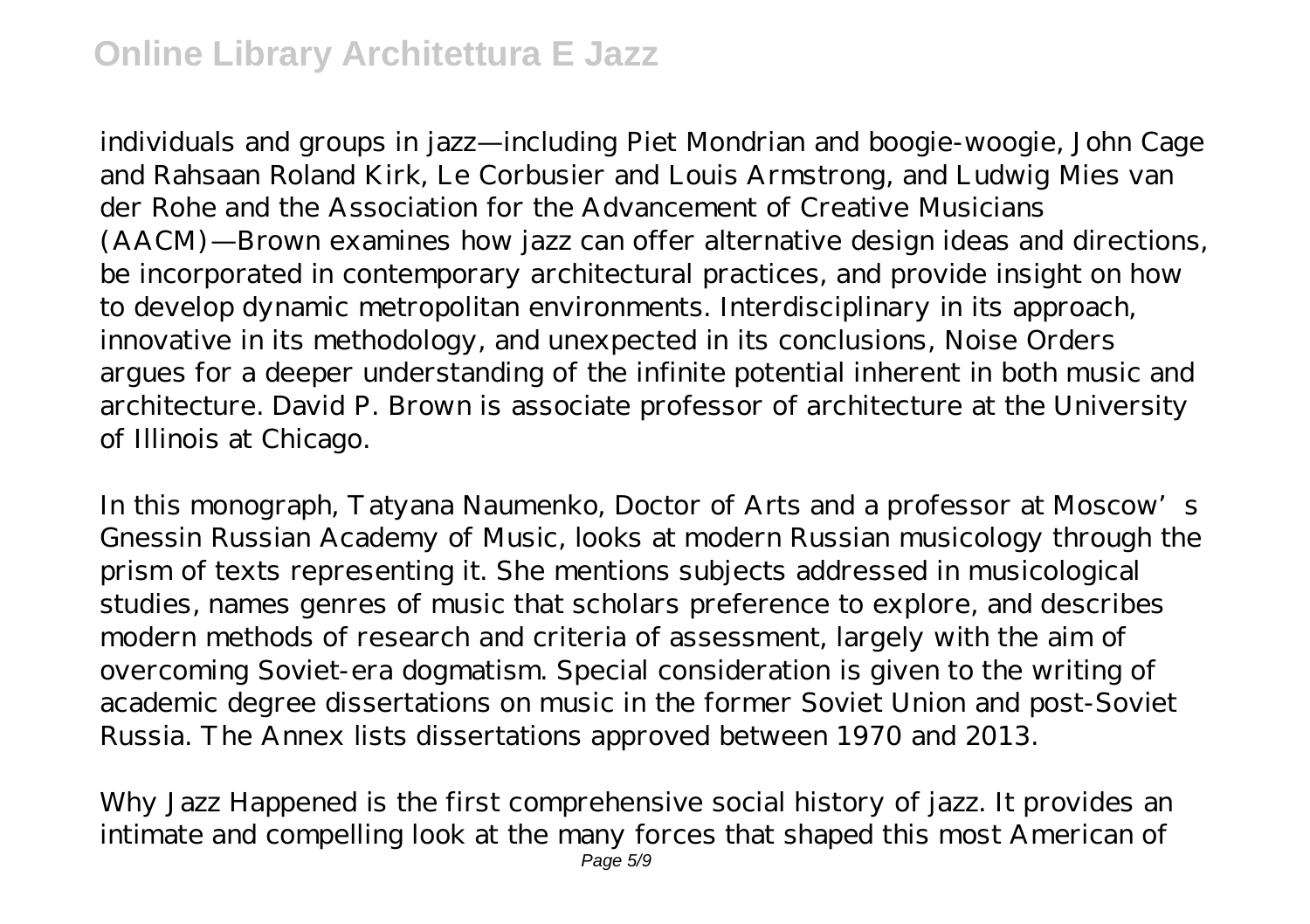individuals and groups in jazz—including Piet Mondrian and boogie-woogie, John Cage and Rahsaan Roland Kirk, Le Corbusier and Louis Armstrong, and Ludwig Mies van der Rohe and the Association for the Advancement of Creative Musicians (AACM)—Brown examines how jazz can offer alternative design ideas and directions, be incorporated in contemporary architectural practices, and provide insight on how to develop dynamic metropolitan environments. Interdisciplinary in its approach, innovative in its methodology, and unexpected in its conclusions, Noise Orders argues for a deeper understanding of the infinite potential inherent in both music and architecture. David P. Brown is associate professor of architecture at the University of Illinois at Chicago.

In this monograph, Tatyana Naumenko, Doctor of Arts and a professor at Moscow's Gnessin Russian Academy of Music, looks at modern Russian musicology through the prism of texts representing it. She mentions subjects addressed in musicological studies, names genres of music that scholars preference to explore, and describes modern methods of research and criteria of assessment, largely with the aim of overcoming Soviet-era dogmatism. Special consideration is given to the writing of academic degree dissertations on music in the former Soviet Union and post-Soviet Russia. The Annex lists dissertations approved between 1970 and 2013.

Why Jazz Happened is the first comprehensive social history of jazz. It provides an intimate and compelling look at the many forces that shaped this most American of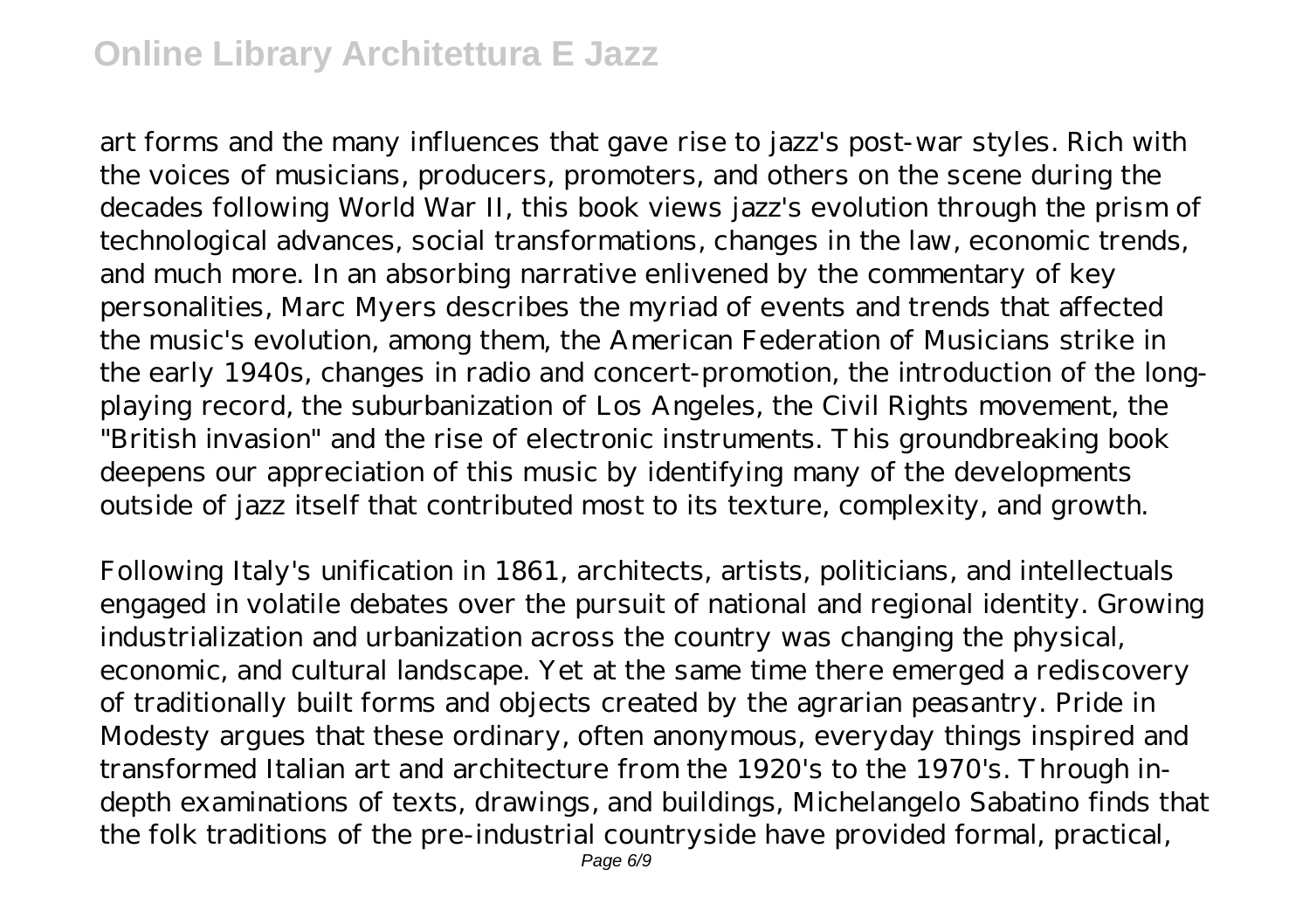art forms and the many influences that gave rise to jazz's post-war styles. Rich with the voices of musicians, producers, promoters, and others on the scene during the decades following World War II, this book views jazz's evolution through the prism of technological advances, social transformations, changes in the law, economic trends, and much more. In an absorbing narrative enlivened by the commentary of key personalities, Marc Myers describes the myriad of events and trends that affected the music's evolution, among them, the American Federation of Musicians strike in the early 1940s, changes in radio and concert-promotion, the introduction of the long-playing record, the suburbanization of Los Angeles, the Civil Rights movement, the "British invasion" and the rise of electronic instruments. This groundbreaking book deepens our appreciation of this music by identifying many of the developments outside of jazz itself that contributed most to its texture, complexity, and growth.

Following Italy's unification in 1861, architects, artists, politicians, and intellectuals engaged in volatile debates over the pursuit of national and regional identity. Growing industrialization and urbanization across the country was changing the physical, economic, and cultural landscape. Yet at the same time there emerged a rediscovery of traditionally built forms and objects created by the agrarian peasantry. Pride in Modesty argues that these ordinary, often anonymous, everyday things inspired and transformed Italian art and architecture from the 1920's to the 1970's. Through in-depth examinations of texts, drawings, and buildings, Michelangelo Sabatino finds that the folk traditions of the pre-industrial countryside have provided formal, practical,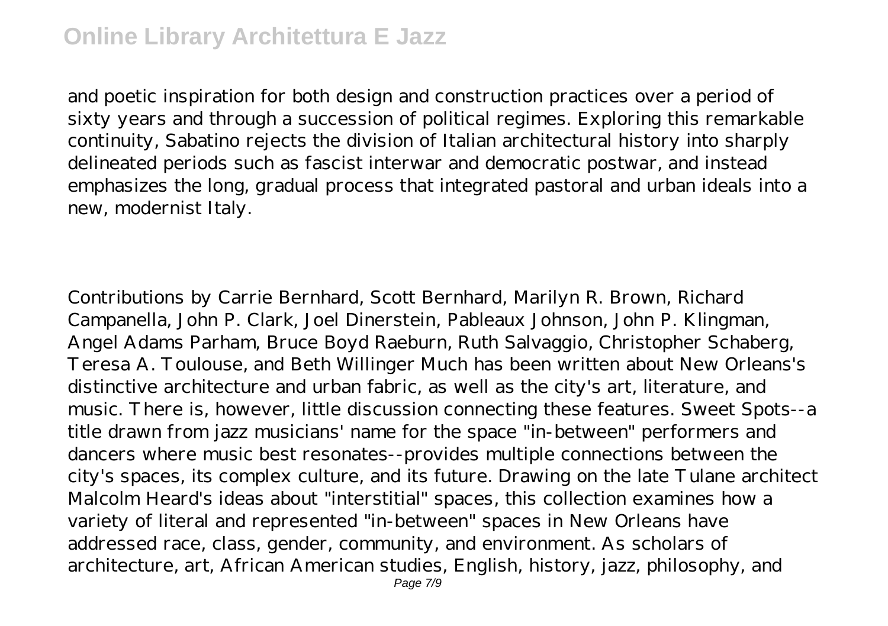and poetic inspiration for both design and construction practices over a period of sixty years and through a succession of political regimes. Exploring this remarkable continuity, Sabatino rejects the division of Italian architectural history into sharply delineated periods such as fascist interwar and democratic postwar, and instead emphasizes the long, gradual process that integrated pastoral and urban ideals into a new, modernist Italy.

Contributions by Carrie Bernhard, Scott Bernhard, Marilyn R. Brown, Richard Campanella, John P. Clark, Joel Dinerstein, Pableaux Johnson, John P. Klingman, Angel Adams Parham, Bruce Boyd Raeburn, Ruth Salvaggio, Christopher Schaberg, Teresa A. Toulouse, and Beth Willinger Much has been written about New Orleans's distinctive architecture and urban fabric, as well as the city's art, literature, and music. There is, however, little discussion connecting these features. Sweet Spots--a title drawn from jazz musicians' name for the space "in-between" performers and dancers where music best resonates--provides multiple connections between the city's spaces, its complex culture, and its future. Drawing on the late Tulane architect Malcolm Heard's ideas about "interstitial" spaces, this collection examines how a variety of literal and represented "in-between" spaces in New Orleans have addressed race, class, gender, community, and environment. As scholars of architecture, art, African American studies, English, history, jazz, philosophy, and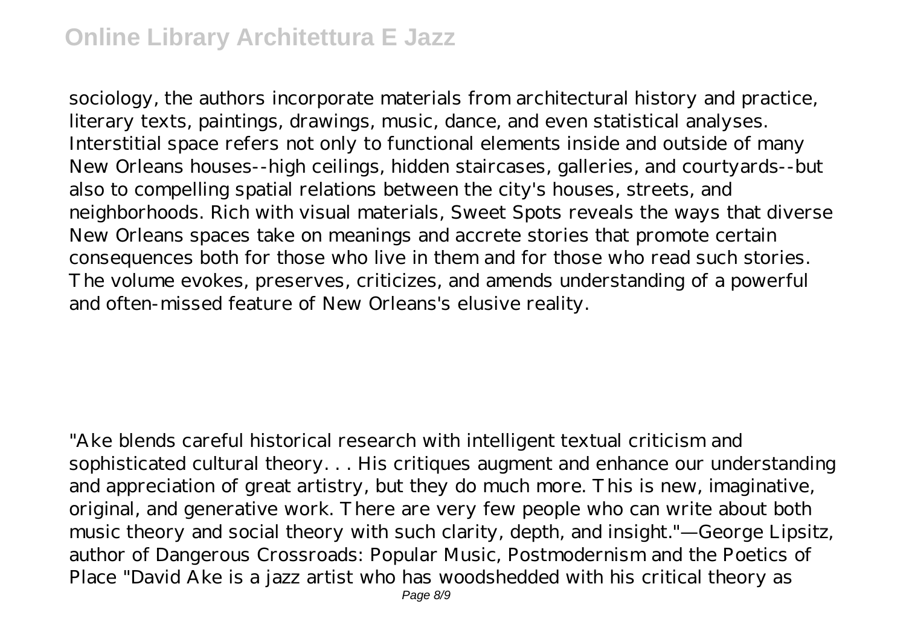sociology, the authors incorporate materials from architectural history and practice, literary texts, paintings, drawings, music, dance, and even statistical analyses. Interstitial space refers not only to functional elements inside and outside of many New Orleans houses--high ceilings, hidden staircases, galleries, and courtyards--but also to compelling spatial relations between the city's houses, streets, and neighborhoods. Rich with visual materials, Sweet Spots reveals the ways that diverse New Orleans spaces take on meanings and accrete stories that promote certain consequences both for those who live in them and for those who read such stories. The volume evokes, preserves, criticizes, and amends understanding of a powerful and often-missed feature of New Orleans's elusive reality.

"Ake blends careful historical research with intelligent textual criticism and sophisticated cultural theory. . . His critiques augment and enhance our understanding and appreciation of great artistry, but they do much more. This is new, imaginative, original, and generative work. There are very few people who can write about both music theory and social theory with such clarity, depth, and insight."—George Lipsitz, author of Dangerous Crossroads: Popular Music, Postmodernism and the Poetics of Place "David Ake is a jazz artist who has woodshedded with his critical theory as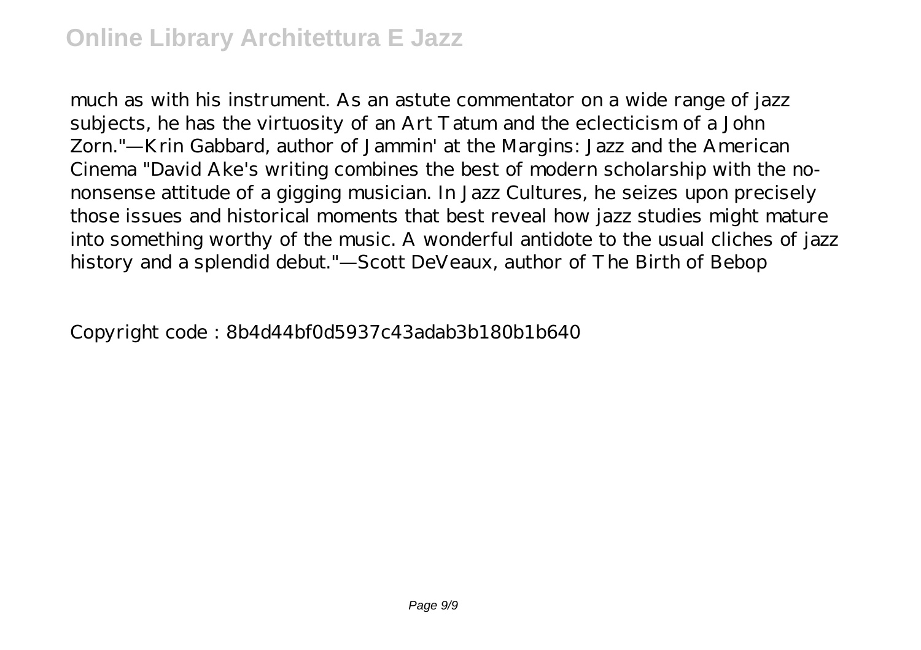much as with his instrument. As an astute commentator on a wide range of jazz subjects, he has the virtuosity of an Art Tatum and the eclecticism of a John Zorn."—Krin Gabbard, author of Jammin' at the Margins: Jazz and the American Cinema "David Ake's writing combines the best of modern scholarship with the no-nonsense attitude of a gigging musician. In Jazz Cultures, he seizes upon precisely those issues and historical moments that best reveal how jazz studies might mature into something worthy of the music. A wonderful antidote to the usual cliches of jazz history and a splendid debut."—Scott DeVeaux, author of The Birth of Bebop

Copyright code : 8b4d44bf0d5937c43adab3b180b1b640